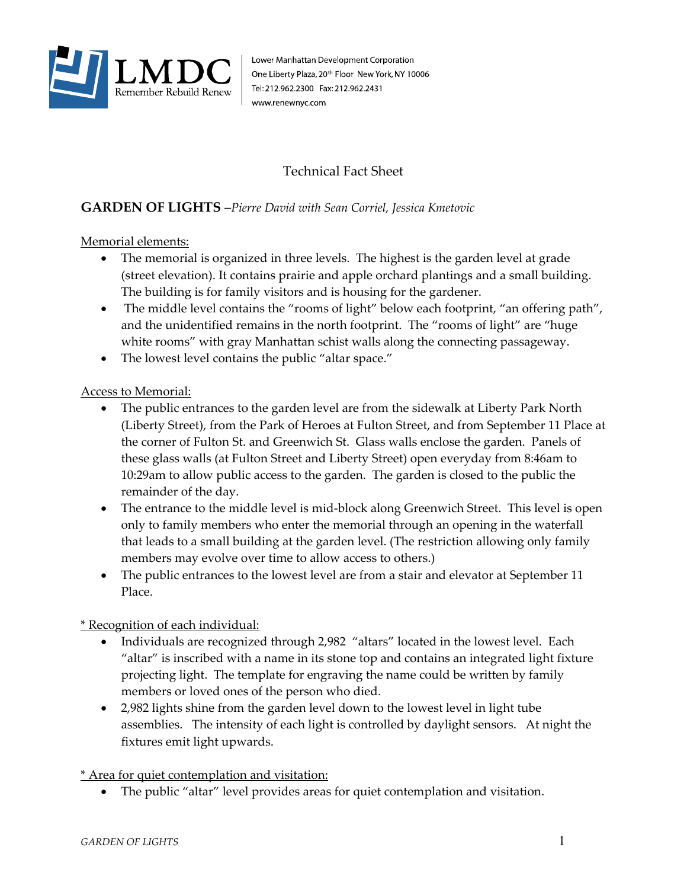Lower Manhattan Development Corporation
One Liberty Plaza, 20th Floor New York, NY 10006
Tel: 212.962.2300 Fax: 212.962.2431
www.renewnyc.com

# Technical Fact Sheet

## GARDEN OF LIGHTS –*Pierre David with Sean Corriel, Jessica Kmetovic*

Memorial elements:

- The memorial is organized in three levels. The highest is the garden level at grade (street elevation). It contains prairie and apple orchard plantings and a small building. The building is for family visitors and is housing for the gardener.
- The middle level contains the "rooms of light" below each footprint, "an offering path", and the unidentified remains in the north footprint. The "rooms of light" are "huge white rooms" with gray Manhattan schist walls along the connecting passageway.
- The lowest level contains the public "altar space."

Access to Memorial:

- The public entrances to the garden level are from the sidewalk at Liberty Park North (Liberty Street), from the Park of Heroes at Fulton Street, and from September 11 Place at the corner of Fulton St. and Greenwich St. Glass walls enclose the garden. Panels of these glass walls (at Fulton Street and Liberty Street) open everyday from 8:46am to 10:29am to allow public access to the garden. The garden is closed to the public the remainder of the day.
- The entrance to the middle level is mid-block along Greenwich Street. This level is open only to family members who enter the memorial through an opening in the waterfall that leads to a small building at the garden level. (The restriction allowing only family members may evolve over time to allow access to others.)
- The public entrances to the lowest level are from a stair and elevator at September 11 Place.

* Recognition of each individual:

- Individuals are recognized through 2,982 "altars" located in the lowest level. Each "altar" is inscribed with a name in its stone top and contains an integrated light fixture projecting light. The template for engraving the name could be written by family members or loved ones of the person who died.
- 2,982 lights shine from the garden level down to the lowest level in light tube assemblies. The intensity of each light is controlled by daylight sensors. At night the fixtures emit light upwards.

* Area for quiet contemplation and visitation:

- The public "altar" level provides areas for quiet contemplation and visitation.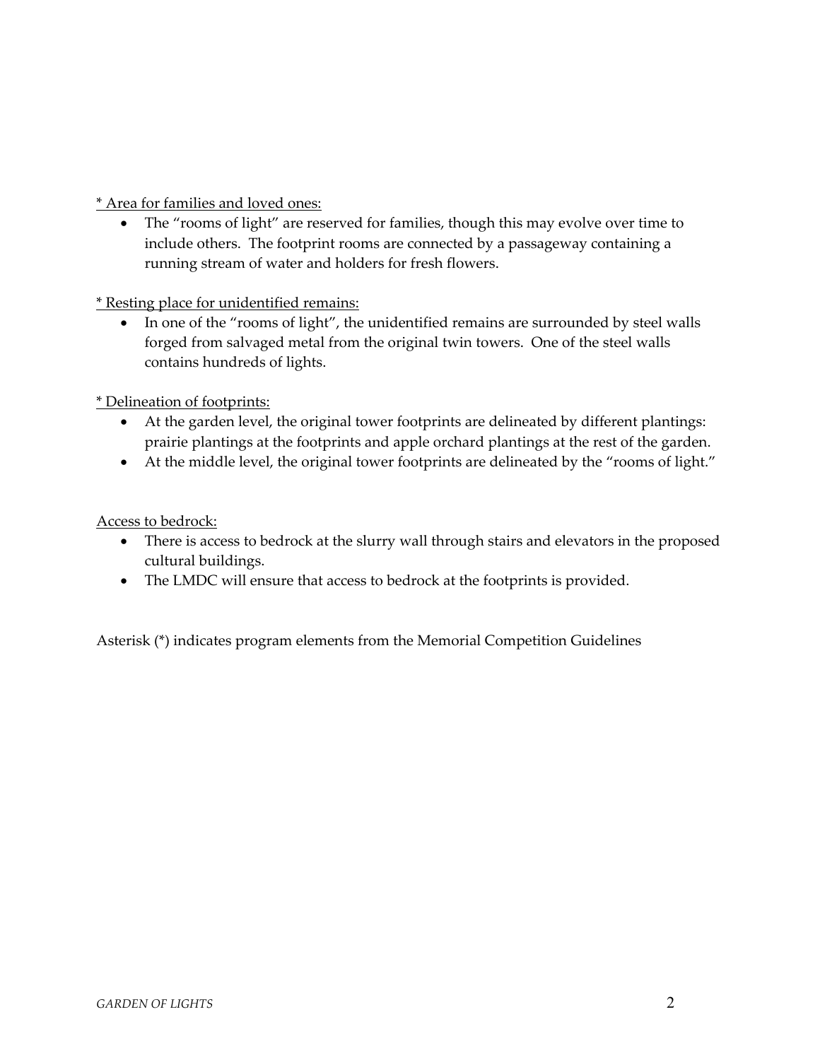<u>* Area for families and loved ones:</u>

- The "rooms of light" are reserved for families, though this may evolve over time to include others. The footprint rooms are connected by a passageway containing a running stream of water and holders for fresh flowers.

<u>* Resting place for unidentified remains:</u>

- In one of the "rooms of light", the unidentified remains are surrounded by steel walls forged from salvaged metal from the original twin towers. One of the steel walls contains hundreds of lights.

<u>* Delineation of footprints:</u>

- At the garden level, the original tower footprints are delineated by different plantings: prairie plantings at the footprints and apple orchard plantings at the rest of the garden.
- At the middle level, the original tower footprints are delineated by the "rooms of light."

<u>Access to bedrock:</u>

- There is access to bedrock at the slurry wall through stairs and elevators in the proposed cultural buildings.
- The LMDC will ensure that access to bedrock at the footprints is provided.

Asterisk (*) indicates program elements from the Memorial Competition Guidelines